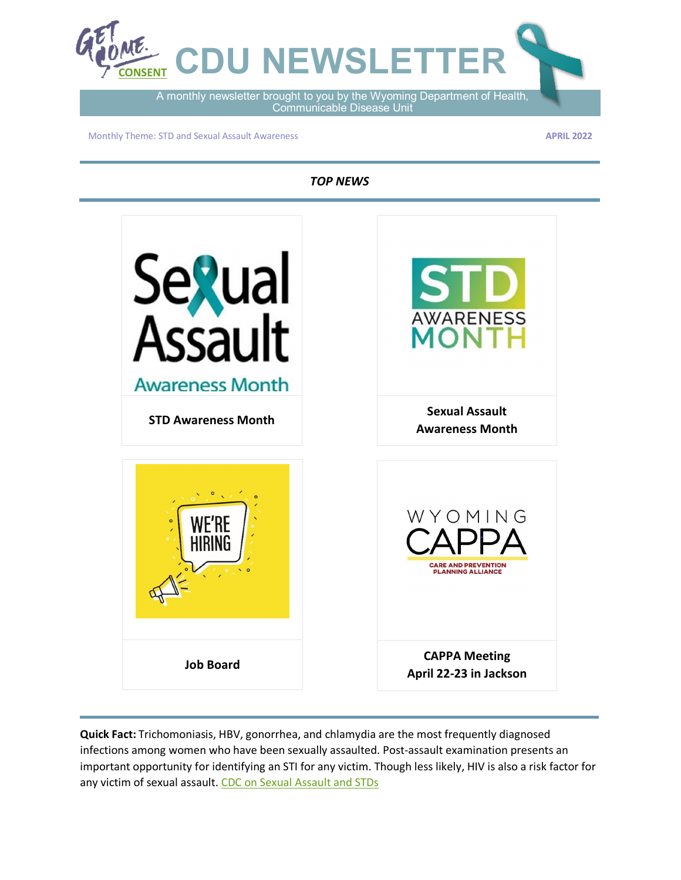# CDU NEWSLETTER

A monthly newsletter brought to you by the Wyoming Department of Health, Communicable Disease Unit

Monthly Theme: STD and Sexual Assault Awareness

**APRIL 2022**

***TOP NEWS***

**STD Awareness Month**

**Sexual Assault Awareness Month**

**Job Board**

**CAPPA Meeting April 22-23 in Jackson**

**Quick Fact:** Trichomoniasis, HBV, gonorrhea, and chlamydia are the most frequently diagnosed infections among women who have been sexually assaulted. Post-assault examination presents an important opportunity for identifying an STI for any victim. Though less likely, HIV is also a risk factor for any victim of sexual assault. [CDC on Sexual Assault and STDs]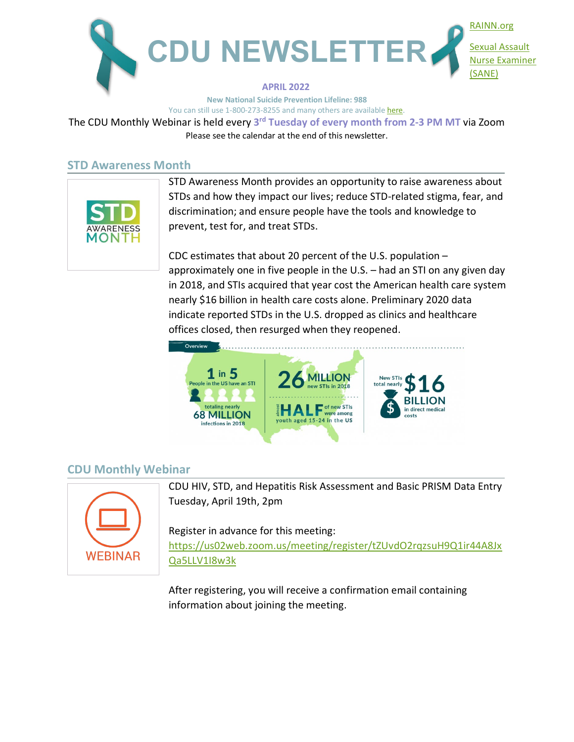# CDU NEWSLETTER

RAINN.org

Sexual Assault Nurse Examiner (SANE)

**APRIL 2022**

**New National Suicide Prevention Lifeline: 988**

You can still use 1-800-273-8255 and many others are available here.

The CDU Monthly Webinar is held every **3rd Tuesday of every month from 2-3 PM MT** via Zoom

Please see the calendar at the end of this newsletter.

## STD Awareness Month

STD AWARENESS MONTH

STD Awareness Month provides an opportunity to raise awareness about STDs and how they impact our lives; reduce STD-related stigma, fear, and discrimination; and ensure people have the tools and knowledge to prevent, test for, and treat STDs.

CDC estimates that about 20 percent of the U.S. population – approximately one in five people in the U.S. – had an STI on any given day in 2018, and STIs acquired that year cost the American health care system nearly $16 billion in health care costs alone. Preliminary 2020 data indicate reported STDs in the U.S. dropped as clinics and healthcare offices closed, then resurged when they reopened.

Overview

- **1 in 5** People in the US have an STI, totaling nearly **68 MILLION** infections in 2018
- **26 MILLION** new STIs in 2018
- almost **HALF** of new STIs were among youth aged 15-24 in the US
- New STIs total nearly **$16 BILLION** in direct medical costs

## CDU Monthly Webinar

WEBINAR

CDU HIV, STD, and Hepatitis Risk Assessment and Basic PRISM Data Entry
Tuesday, April 19th, 2pm

Register in advance for this meeting:
https://us02web.zoom.us/meeting/register/tZUvdO2rqzsuH9Q1ir44A8JxQa5LLV1I8w3k

After registering, you will receive a confirmation email containing information about joining the meeting.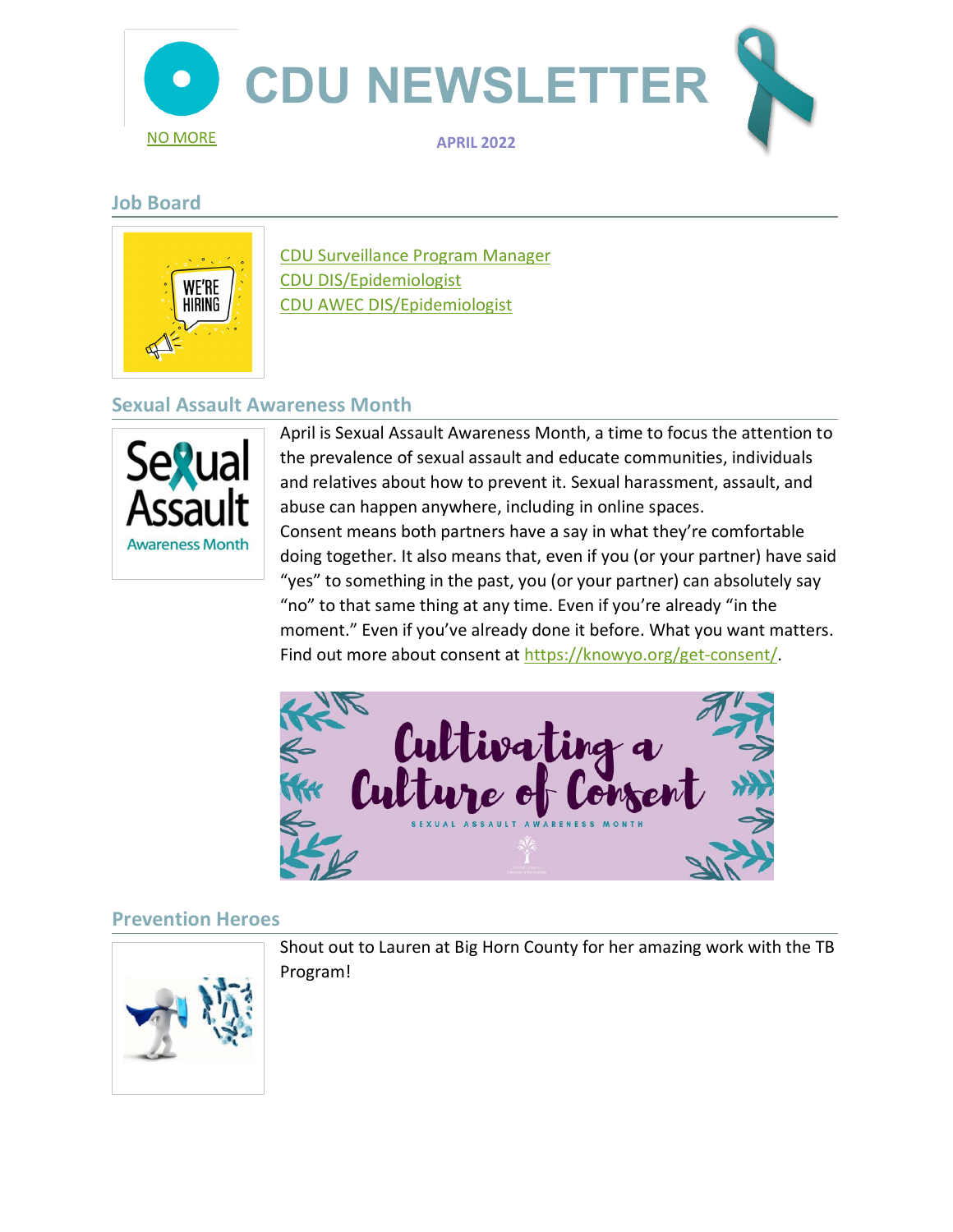NO MORE

# CDU NEWSLETTER

APRIL 2022

## Job Board

CDU Surveillance Program Manager
CDU DIS/Epidemiologist
CDU AWEC DIS/Epidemiologist

## Sexual Assault Awareness Month

April is Sexual Assault Awareness Month, a time to focus the attention to the prevalence of sexual assault and educate communities, individuals and relatives about how to prevent it. Sexual harassment, assault, and abuse can happen anywhere, including in online spaces.
Consent means both partners have a say in what they're comfortable doing together. It also means that, even if you (or your partner) have said "yes" to something in the past, you (or your partner) can absolutely say "no" to that same thing at any time. Even if you're already "in the moment." Even if you've already done it before. What you want matters. Find out more about consent at https://knowyo.org/get-consent/.

## Prevention Heroes

Shout out to Lauren at Big Horn County for her amazing work with the TB Program!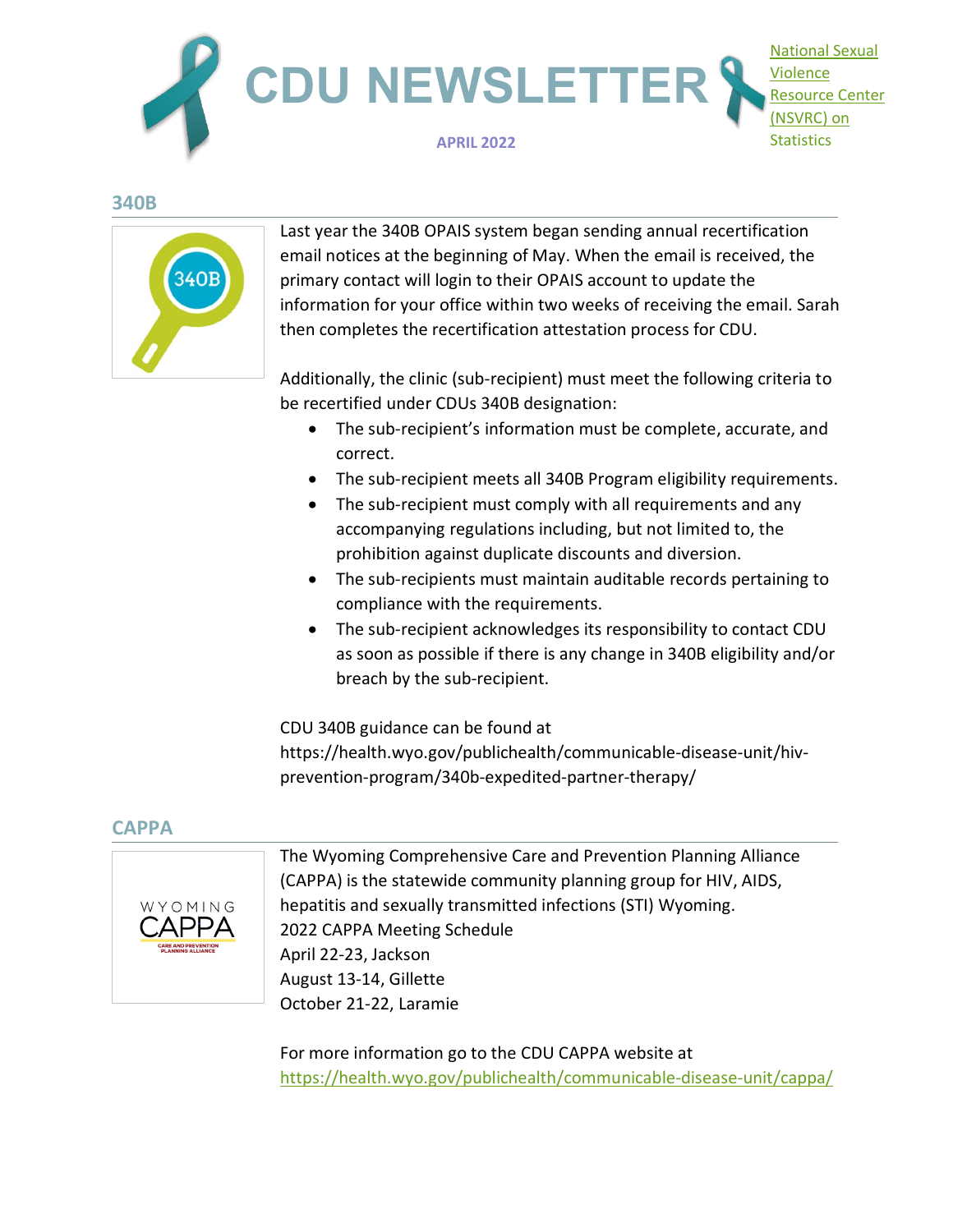# CDU NEWSLETTER

APRIL 2022

National Sexual Violence Resource Center (NSVRC) on Statistics

## 340B

Last year the 340B OPAIS system began sending annual recertification email notices at the beginning of May. When the email is received, the primary contact will login to their OPAIS account to update the information for your office within two weeks of receiving the email. Sarah then completes the recertification attestation process for CDU.

Additionally, the clinic (sub-recipient) must meet the following criteria to be recertified under CDUs 340B designation:

- The sub-recipient's information must be complete, accurate, and correct.
- The sub-recipient meets all 340B Program eligibility requirements.
- The sub-recipient must comply with all requirements and any accompanying regulations including, but not limited to, the prohibition against duplicate discounts and diversion.
- The sub-recipients must maintain auditable records pertaining to compliance with the requirements.
- The sub-recipient acknowledges its responsibility to contact CDU as soon as possible if there is any change in 340B eligibility and/or breach by the sub-recipient.

CDU 340B guidance can be found at https://health.wyo.gov/publichealth/communicable-disease-unit/hiv-prevention-program/340b-expedited-partner-therapy/

## CAPPA

The Wyoming Comprehensive Care and Prevention Planning Alliance (CAPPA) is the statewide community planning group for HIV, AIDS, hepatitis and sexually transmitted infections (STI) Wyoming.

2022 CAPPA Meeting Schedule
April 22-23, Jackson
August 13-14, Gillette
October 21-22, Laramie

For more information go to the CDU CAPPA website at https://health.wyo.gov/publichealth/communicable-disease-unit/cappa/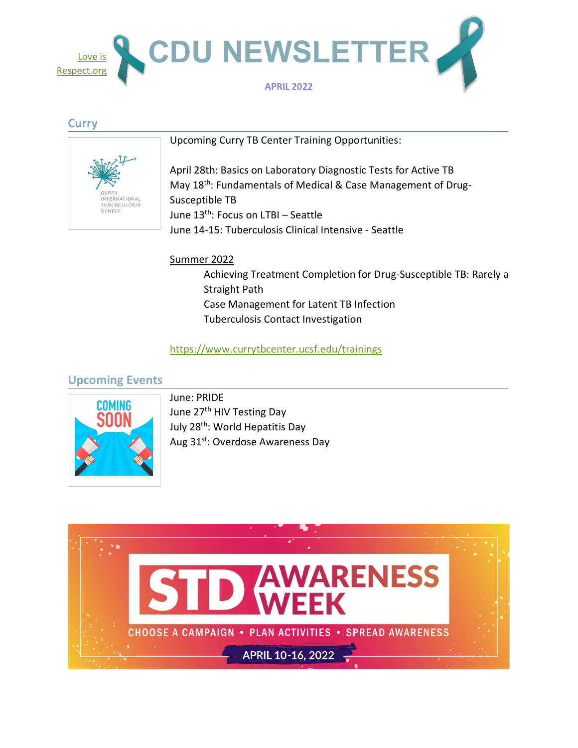Love is Respect.org

# CDU NEWSLETTER

APRIL 2022

## Curry

Upcoming Curry TB Center Training Opportunities:

April 28th: Basics on Laboratory Diagnostic Tests for Active TB
May 18th: Fundamentals of Medical & Case Management of Drug-Susceptible TB
June 13th: Focus on LTBI – Seattle
June 14-15: Tuberculosis Clinical Intensive - Seattle

Summer 2022

- Achieving Treatment Completion for Drug-Susceptible TB: Rarely a Straight Path
- Case Management for Latent TB Infection
- Tuberculosis Contact Investigation

https://www.currytbcenter.ucsf.edu/trainings

## Upcoming Events

June: PRIDE
June 27th HIV Testing Day
July 28th: World Hepatitis Day
Aug 31st: Overdose Awareness Day

STD AWARENESS WEEK

CHOOSE A CAMPAIGN • PLAN ACTIVITIES • SPREAD AWARENESS

APRIL 10-16, 2022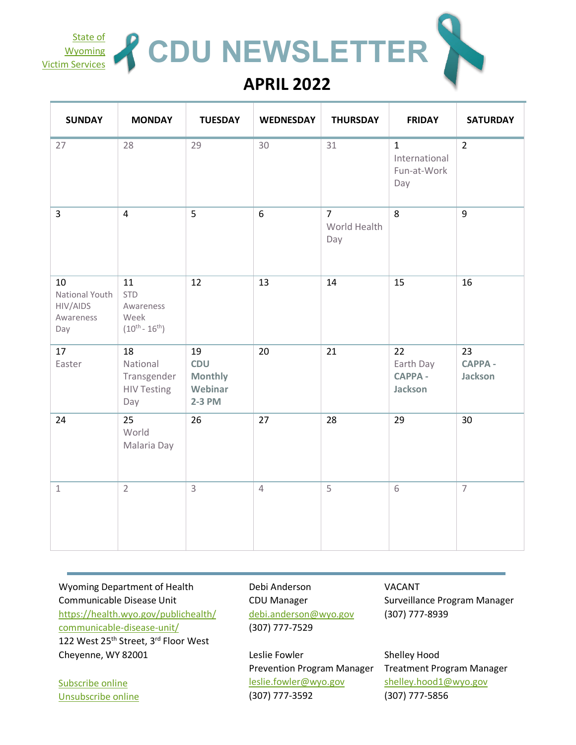State of Wyoming Victim Services

# CDU NEWSLETTER

## APRIL 2022

| SUNDAY | MONDAY | TUESDAY | WEDNESDAY | THURSDAY | FRIDAY | SATURDAY |
|---|---|---|---|---|---|---|
| 27 | 28 | 29 | 30 | 31 | 1 International Fun-at-Work Day | 2 |
| 3 | 4 | 5 | 6 | 7 World Health Day | 8 | 9 |
| 10 National Youth HIV/AIDS Awareness Day | 11 STD Awareness Week (10th - 16th) | 12 | 13 | 14 | 15 | 16 |
| 17 Easter | 18 National Transgender HIV Testing Day | 19 **CDU Monthly Webinar 2-3 PM** | 20 | 21 | 22 Earth Day **CAPPA - Jackson** | 23 **CAPPA - Jackson** |
| 24 | 25 World Malaria Day | 26 | 27 | 28 | 29 | 30 |
| 1 | 2 | 3 | 4 | 5 | 6 | 7 |

Wyoming Department of Health
Communicable Disease Unit
https://health.wyo.gov/publichealth/communicable-disease-unit/
122 West 25th Street, 3rd Floor West
Cheyenne, WY 82001

Subscribe online
Unsubscribe online

Debi Anderson
CDU Manager
debi.anderson@wyo.gov
(307) 777-7529

Leslie Fowler
Prevention Program Manager
leslie.fowler@wyo.gov
(307) 777-3592

VACANT
Surveillance Program Manager
(307) 777-8939

Shelley Hood
Treatment Program Manager
shelley.hood1@wyo.gov
(307) 777-5856